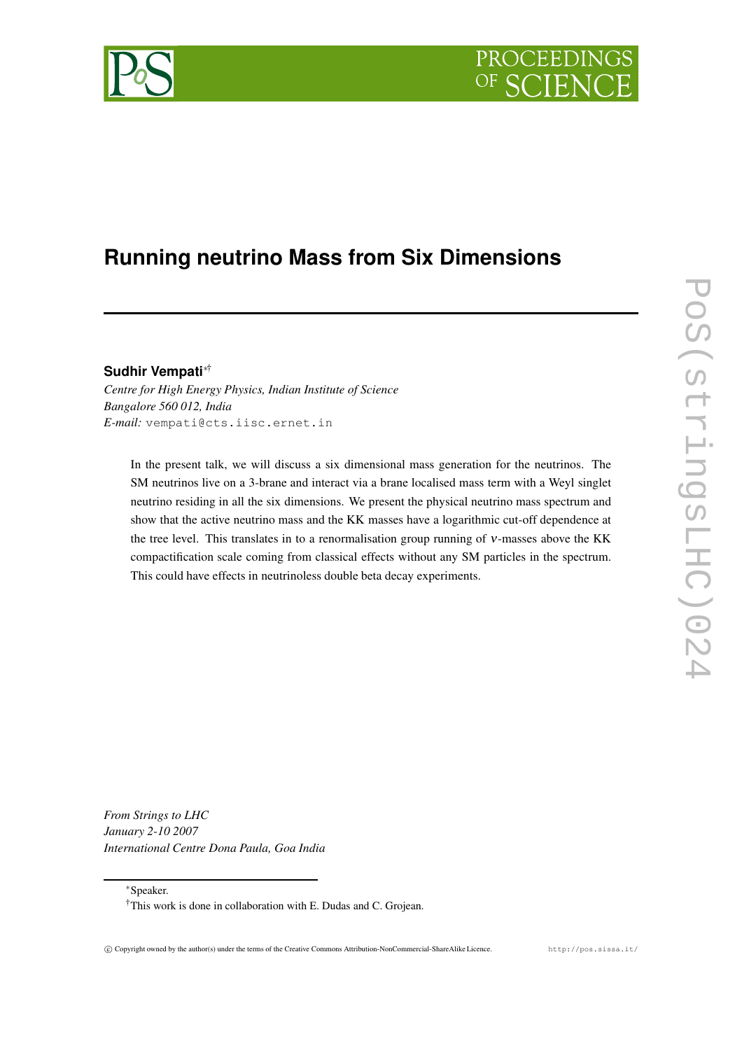# Running neutrino Mass from Six Dimensions

**Sudhir Vempati**[*†]

*Centre for High Energy Physics, Indian Institute of Science*
*Bangalore 560 012, India*
*E-mail:* vempati@cts.iisc.ernet.in

In the present talk, we will discuss a six dimensional mass generation for the neutrinos. The SM neutrinos live on a 3-brane and interact via a brane localised mass term with a Weyl singlet neutrino residing in all the six dimensions. We present the physical neutrino mass spectrum and show that the active neutrino mass and the KK masses have a logarithmic cut-off dependence at the tree level. This translates in to a renormalisation group running of $\nu$-masses above the KK compactification scale coming from classical effects without any SM particles in the spectrum. This could have effects in neutrinoless double beta decay experiments.

*From Strings to LHC*
*January 2-10 2007*
*International Centre Dona Paula, Goa India*

[*]Speaker.

[†]This work is done in collaboration with E. Dudas and C. Grojean.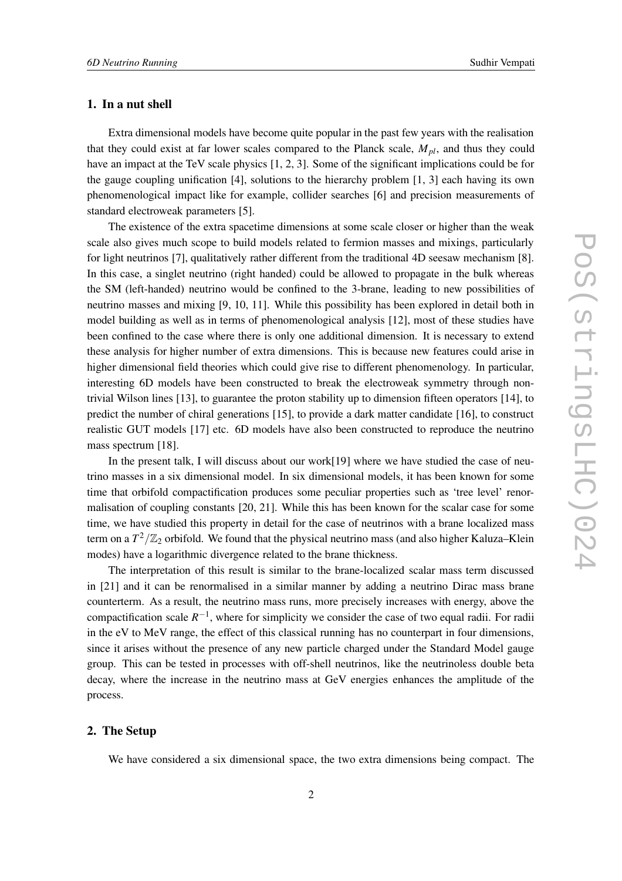## 1. In a nut shell

Extra dimensional models have become quite popular in the past few years with the realisation that they could exist at far lower scales compared to the Planck scale, $M_{pl}$, and thus they could have an impact at the TeV scale physics [1, 2, 3]. Some of the significant implications could be for the gauge coupling unification [4], solutions to the hierarchy problem [1, 3] each having its own phenomenological impact like for example, collider searches [6] and precision measurements of standard electroweak parameters [5].

The existence of the extra spacetime dimensions at some scale closer or higher than the weak scale also gives much scope to build models related to fermion masses and mixings, particularly for light neutrinos [7], qualitatively rather different from the traditional 4D seesaw mechanism [8]. In this case, a singlet neutrino (right handed) could be allowed to propagate in the bulk whereas the SM (left-handed) neutrino would be confined to the 3-brane, leading to new possibilities of neutrino masses and mixing [9, 10, 11]. While this possibility has been explored in detail both in model building as well as in terms of phenomenological analysis [12], most of these studies have been confined to the case where there is only one additional dimension. It is necessary to extend these analysis for higher number of extra dimensions. This is because new features could arise in higher dimensional field theories which could give rise to different phenomenology. In particular, interesting 6D models have been constructed to break the electroweak symmetry through non-trivial Wilson lines [13], to guarantee the proton stability up to dimension fifteen operators [14], to predict the number of chiral generations [15], to provide a dark matter candidate [16], to construct realistic GUT models [17] etc. 6D models have also been constructed to reproduce the neutrino mass spectrum [18].

In the present talk, I will discuss about our work[19] where we have studied the case of neutrino masses in a six dimensional model. In six dimensional models, it has been known for some time that orbifold compactification produces some peculiar properties such as 'tree level' renormalisation of coupling constants [20, 21]. While this has been known for the scalar case for some time, we have studied this property in detail for the case of neutrinos with a brane localized mass term on a $T^2/\mathbb{Z}_2$ orbifold. We found that the physical neutrino mass (and also higher Kaluza–Klein modes) have a logarithmic divergence related to the brane thickness.

The interpretation of this result is similar to the brane-localized scalar mass term discussed in [21] and it can be renormalised in a similar manner by adding a neutrino Dirac mass brane counterterm. As a result, the neutrino mass runs, more precisely increases with energy, above the compactification scale $R^{-1}$, where for simplicity we consider the case of two equal radii. For radii in the eV to MeV range, the effect of this classical running has no counterpart in four dimensions, since it arises without the presence of any new particle charged under the Standard Model gauge group. This can be tested in processes with off-shell neutrinos, like the neutrinoless double beta decay, where the increase in the neutrino mass at GeV energies enhances the amplitude of the process.

## 2. The Setup

We have considered a six dimensional space, the two extra dimensions being compact. The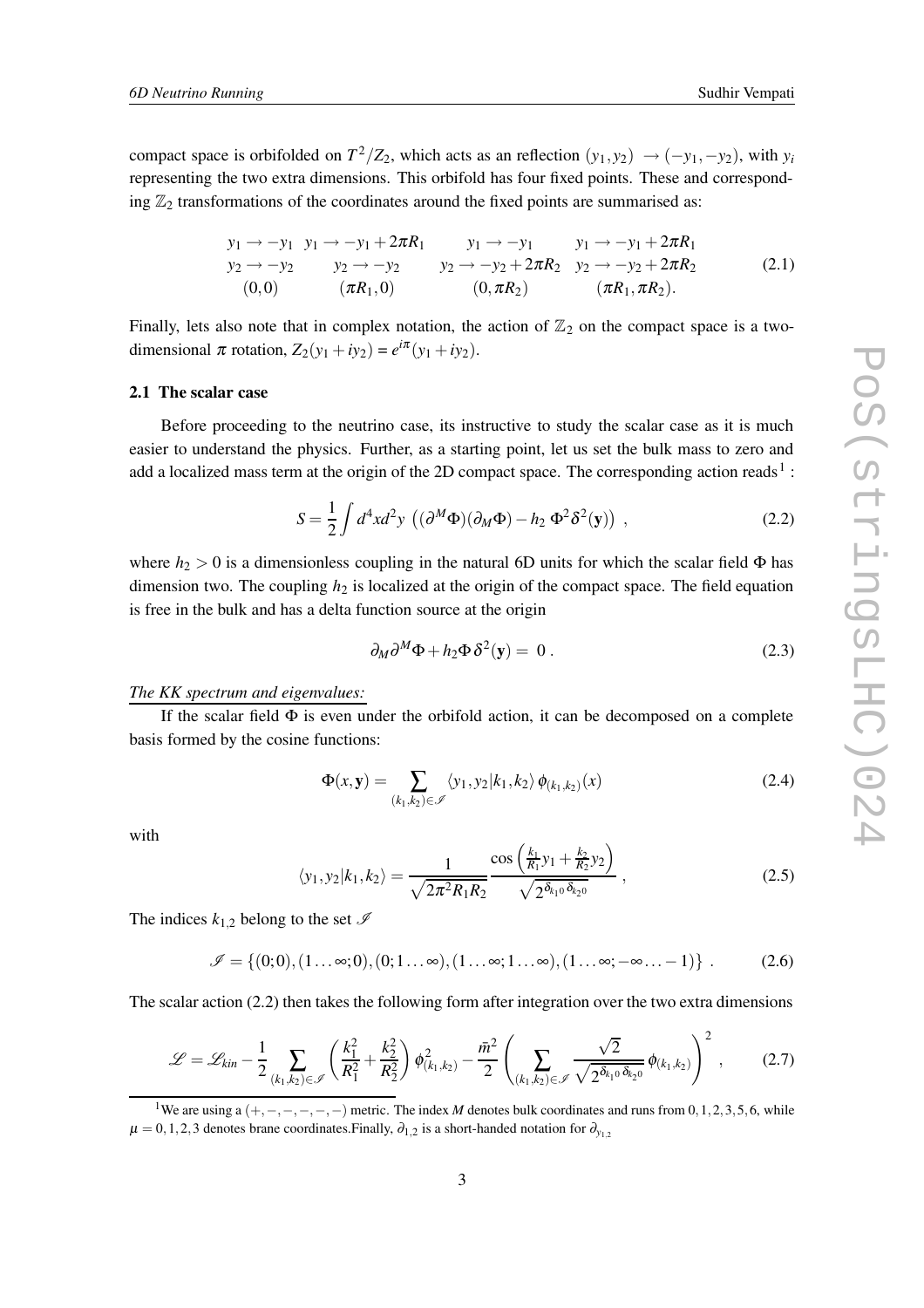compact space is orbifolded on $T^2/Z_2$, which acts as an reflection $(y_1, y_2) \to (-y_1, -y_2)$, with $y_i$ representing the two extra dimensions. This orbifold has four fixed points. These and corresponding $\mathbb{Z}_2$ transformations of the coordinates around the fixed points are summarised as:

$$
\begin{array}{cccc}
y_1 \to -y_1 & y_1 \to -y_1 + 2\pi R_1 & y_1 \to -y_1 & y_1 \to -y_1 + 2\pi R_1 \\
y_2 \to -y_2 & y_2 \to -y_2 & y_2 \to -y_2 + 2\pi R_2 & y_2 \to -y_2 + 2\pi R_2 \\
(0,0) & (\pi R_1, 0) & (0, \pi R_2) & (\pi R_1, \pi R_2).
\end{array}
\tag{2.1}
$$

Finally, lets also note that in complex notation, the action of $\mathbb{Z}_2$ on the compact space is a two-dimensional $\pi$ rotation, $Z_2(y_1 + iy_2) = e^{i\pi}(y_1 + iy_2)$.

### 2.1 The scalar case

Before proceeding to the neutrino case, its instructive to study the scalar case as it is much easier to understand the physics. Further, as a starting point, let us set the bulk mass to zero and add a localized mass term at the origin of the 2D compact space. The corresponding action reads[1] :

$$
S = \frac{1}{2}\int d^4x d^2y \, \left( (\partial^M \Phi)(\partial_M \Phi) - h_2 \, \Phi^2 \delta^2(\mathbf{y}) \right) \,, \tag{2.2}
$$

where $h_2 > 0$ is a dimensionless coupling in the natural 6D units for which the scalar field $\Phi$ has dimension two. The coupling $h_2$ is localized at the origin of the compact space. The field equation is free in the bulk and has a delta function source at the origin

$$
\partial_M \partial^M \Phi + h_2 \Phi \, \delta^2(\mathbf{y}) = 0 \,. \tag{2.3}
$$

*The KK spectrum and eigenvalues:*

If the scalar field $\Phi$ is even under the orbifold action, it can be decomposed on a complete basis formed by the cosine functions:

$$
\Phi(x, \mathbf{y}) = \sum_{(k_1,k_2) \in \mathscr{I}} \langle y_1, y_2 | k_1, k_2 \rangle \, \phi_{(k_1,k_2)}(x) \tag{2.4}
$$

with

$$
\langle y_1, y_2 | k_1, k_2 \rangle = \frac{1}{\sqrt{2\pi^2 R_1 R_2}} \frac{\cos\left(\frac{k_1}{R_1} y_1 + \frac{k_2}{R_2} y_2\right)}{\sqrt{2^{\delta_{k_1 0} \delta_{k_2 0}}}} \,, \tag{2.5}
$$

The indices $k_{1,2}$ belong to the set $\mathscr{I}$

$$
\mathscr{I} = \{(0;0), (1\ldots\infty;0), (0;1\ldots\infty), (1\ldots\infty;1\ldots\infty), (1\ldots\infty;-\infty\ldots-1)\} \,. \tag{2.6}
$$

The scalar action (2.2) then takes the following form after integration over the two extra dimensions

$$
\mathscr{L} = \mathscr{L}_{kin} - \frac{1}{2} \sum_{(k_1,k_2) \in \mathscr{I}} \left( \frac{k_1^2}{R_1^2} + \frac{k_2^2}{R_2^2} \right) \phi^2_{(k_1,k_2)} - \frac{\bar{m}^2}{2} \left( \sum_{(k_1,k_2) \in \mathscr{I}} \frac{\sqrt{2}}{\sqrt{2^{\delta_{k_1 0} \delta_{k_2 0}}}} \, \phi_{(k_1,k_2)} \right)^2 \,, \tag{2.7}
$$

[1] We are using a $(+,-,-,-,-,-)$ metric. The index $M$ denotes bulk coordinates and runs from $0,1,2,3,5,6$, while $\mu = 0,1,2,3$ denotes brane coordinates.Finally, $\partial_{1,2}$ is a short-handed notation for $\partial_{y_{1,2}}$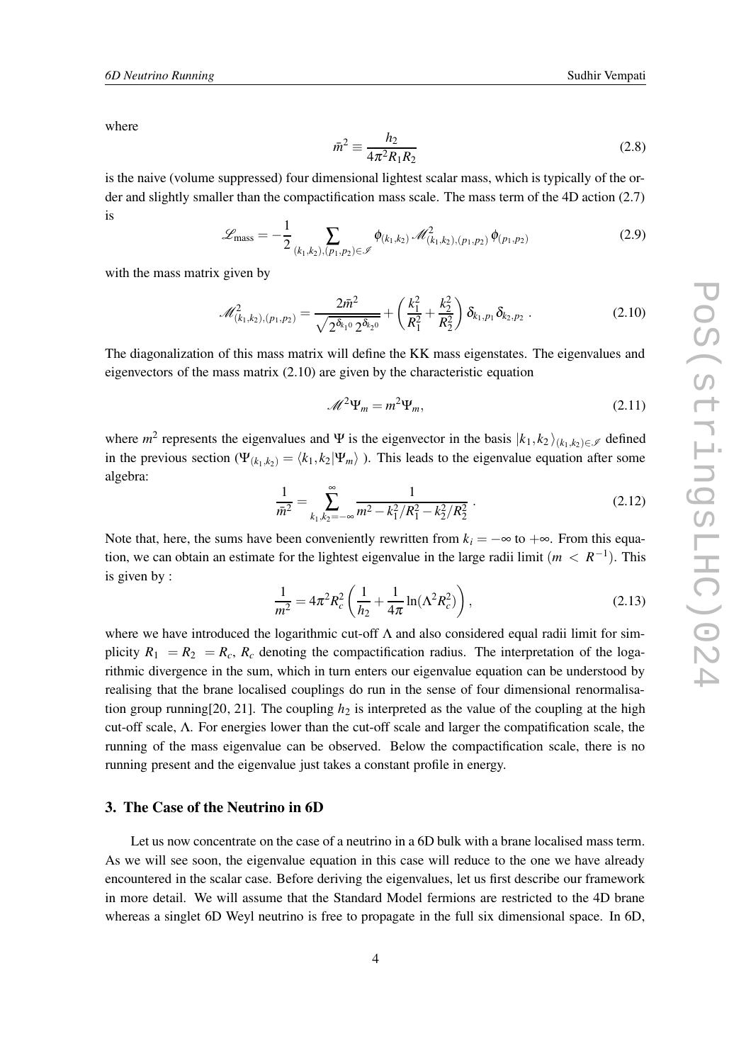where

$$\bar{m}^2 \equiv \frac{h_2}{4\pi^2 R_1 R_2} \tag{2.8}$$

is the naive (volume suppressed) four dimensional lightest scalar mass, which is typically of the order and slightly smaller than the compactification mass scale. The mass term of the 4D action (2.7) is

$$\mathscr{L}_{\rm mass} = -\frac{1}{2} \sum_{(k_1,k_2),(p_1,p_2)\in\mathscr{I}} \phi_{(k_1,k_2)}\, \mathscr{M}^2_{(k_1,k_2),(p_1,p_2)}\, \phi_{(p_1,p_2)} \tag{2.9}$$

with the mass matrix given by

$$\mathscr{M}^2_{(k_1,k_2),(p_1,p_2)} = \frac{2\bar{m}^2}{\sqrt{2^{\delta_{k_1 0}}\, 2^{\delta_{k_2 0}}}} + \left(\frac{k_1^2}{R_1^2} + \frac{k_2^2}{R_2^2}\right) \delta_{k_1,p_1} \delta_{k_2,p_2}\ . \tag{2.10}$$

The diagonalization of this mass matrix will define the KK mass eigenstates. The eigenvalues and eigenvectors of the mass matrix (2.10) are given by the characteristic equation

$$\mathscr{M}^2 \Psi_m = m^2 \Psi_m, \tag{2.11}$$

where $m^2$ represents the eigenvalues and $\Psi$ is the eigenvector in the basis $|k_1,k_2\rangle_{(k_1,k_2)\in\mathscr{I}}$ defined in the previous section ($\Psi_{(k_1,k_2)} = \langle k_1,k_2|\Psi_m\rangle$ ). This leads to the eigenvalue equation after some algebra:

$$\frac{1}{\bar{m}^2} = \sum_{k_1,k_2=-\infty}^{\infty} \frac{1}{m^2 - k_1^2/R_1^2 - k_2^2/R_2^2}\ . \tag{2.12}$$

Note that, here, the sums have been conveniently rewritten from $k_i = -\infty$ to $+\infty$. From this equation, we can obtain an estimate for the lightest eigenvalue in the large radii limit ($m < R^{-1}$). This is given by :

$$\frac{1}{m^2} = 4\pi^2 R_c^2 \left(\frac{1}{h_2} + \frac{1}{4\pi}\ln(\Lambda^2 R_c^2)\right), \tag{2.13}$$

where we have introduced the logarithmic cut-off $\Lambda$ and also considered equal radii limit for simplicity $R_1 = R_2 = R_c$, $R_c$ denoting the compactification radius. The interpretation of the logarithmic divergence in the sum, which in turn enters our eigenvalue equation can be understood by realising that the brane localised couplings do run in the sense of four dimensional renormalisation group running[20, 21]. The coupling $h_2$ is interpreted as the value of the coupling at the high cut-off scale, $\Lambda$. For energies lower than the cut-off scale and larger the compatification scale, the running of the mass eigenvalue can be observed. Below the compactification scale, there is no running present and the eigenvalue just takes a constant profile in energy.

## 3. The Case of the Neutrino in 6D

Let us now concentrate on the case of a neutrino in a 6D bulk with a brane localised mass term. As we will see soon, the eigenvalue equation in this case will reduce to the one we have already encountered in the scalar case. Before deriving the eigenvalues, let us first describe our framework in more detail. We will assume that the Standard Model fermions are restricted to the 4D brane whereas a singlet 6D Weyl neutrino is free to propagate in the full six dimensional space. In 6D,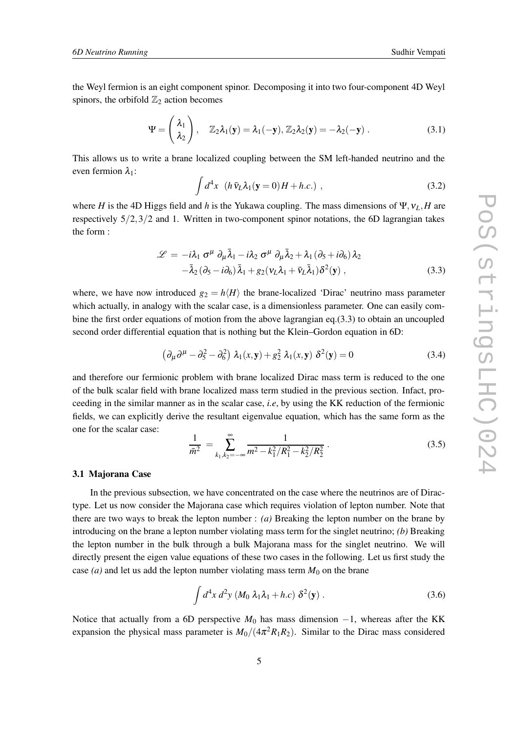the Weyl fermion is an eight component spinor. Decomposing it into two four-component 4D Weyl spinors, the orbifold $\mathbb{Z}_2$ action becomes

$$\Psi = \begin{pmatrix} \lambda_1 \\ \lambda_2 \end{pmatrix}, \quad \mathbb{Z}_2 \lambda_1(\mathbf{y}) = \lambda_1(-\mathbf{y}), \mathbb{Z}_2 \lambda_2(\mathbf{y}) = -\lambda_2(-\mathbf{y}) \; . \tag{3.1}$$

This allows us to write a brane localized coupling between the SM left-handed neutrino and the even fermion $\lambda_1$:

$$\int d^4x \;\; (h \, \bar{\nu}_L \lambda_1(\mathbf{y}=0) H + h.c.) \; , \tag{3.2}$$

where $H$ is the 4D Higgs field and $h$ is the Yukawa coupling. The mass dimensions of $\Psi, \nu_L, H$ are respectively $5/2, 3/2$ and 1. Written in two-component spinor notations, the 6D lagrangian takes the form :

$$\begin{aligned}
\mathscr{L} \; = \; & -i\lambda_1 \, \sigma^\mu \, \partial_\mu \bar{\lambda}_1 - i\lambda_2 \, \sigma^\mu \, \partial_\mu \bar{\lambda}_2 + \lambda_1 (\partial_5 + i\partial_6) \lambda_2 \\
& -\bar{\lambda}_2 (\partial_5 - i\partial_6) \bar{\lambda}_1 + g_2 (\nu_L \lambda_1 + \bar{\nu}_L \bar{\lambda}_1) \delta^2(\mathbf{y}) \; ,
\end{aligned} \tag{3.3}$$

where, we have now introduced $g_2 = h\langle H \rangle$ the brane-localized 'Dirac' neutrino mass parameter which actually, in analogy with the scalar case, is a dimensionless parameter. One can easily combine the first order equations of motion from the above lagrangian eq.(3.3) to obtain an uncoupled second order differential equation that is nothing but the Klein–Gordon equation in 6D:

$$\left( \partial_\mu \partial^\mu - \partial_5^2 - \partial_6^2 \right) \, \lambda_1(x, \mathbf{y}) + g_2^2 \; \lambda_1(x, \mathbf{y}) \; \delta^2(\mathbf{y}) = 0 \tag{3.4}$$

and therefore our fermionic problem with brane localized Dirac mass term is reduced to the one of the bulk scalar field with brane localized mass term studied in the previous section. Infact, proceeding in the similar manner as in the scalar case, *i.e*, by using the KK reduction of the fermionic fields, we can explicitly derive the resultant eigenvalue equation, which has the same form as the one for the scalar case:

$$\frac{1}{\bar{m}^2} \; = \sum_{k_1, k_2 = -\infty}^{\infty} \frac{1}{m^2 - k_1^2/R_1^2 - k_2^2/R_2^2} \; . \tag{3.5}$$

### 3.1 Majorana Case

In the previous subsection, we have concentrated on the case where the neutrinos are of Dirac-type. Let us now consider the Majorana case which requires violation of lepton number. Note that there are two ways to break the lepton number : *(a)* Breaking the lepton number on the brane by introducing on the brane a lepton number violating mass term for the singlet neutrino; *(b)* Breaking the lepton number in the bulk through a bulk Majorana mass for the singlet neutrino. We will directly present the eigen value equations of these two cases in the following. Let us first study the case *(a)* and let us add the lepton number violating mass term $M_0$ on the brane

$$\int d^4x \, d^2y \, (M_0 \; \lambda_1 \lambda_1 + h.c) \; \delta^2(\mathbf{y}) \; . \tag{3.6}$$

Notice that actually from a 6D perspective $M_0$ has mass dimension $-1$, whereas after the KK expansion the physical mass parameter is $M_0/(4\pi^2 R_1 R_2)$. Similar to the Dirac mass considered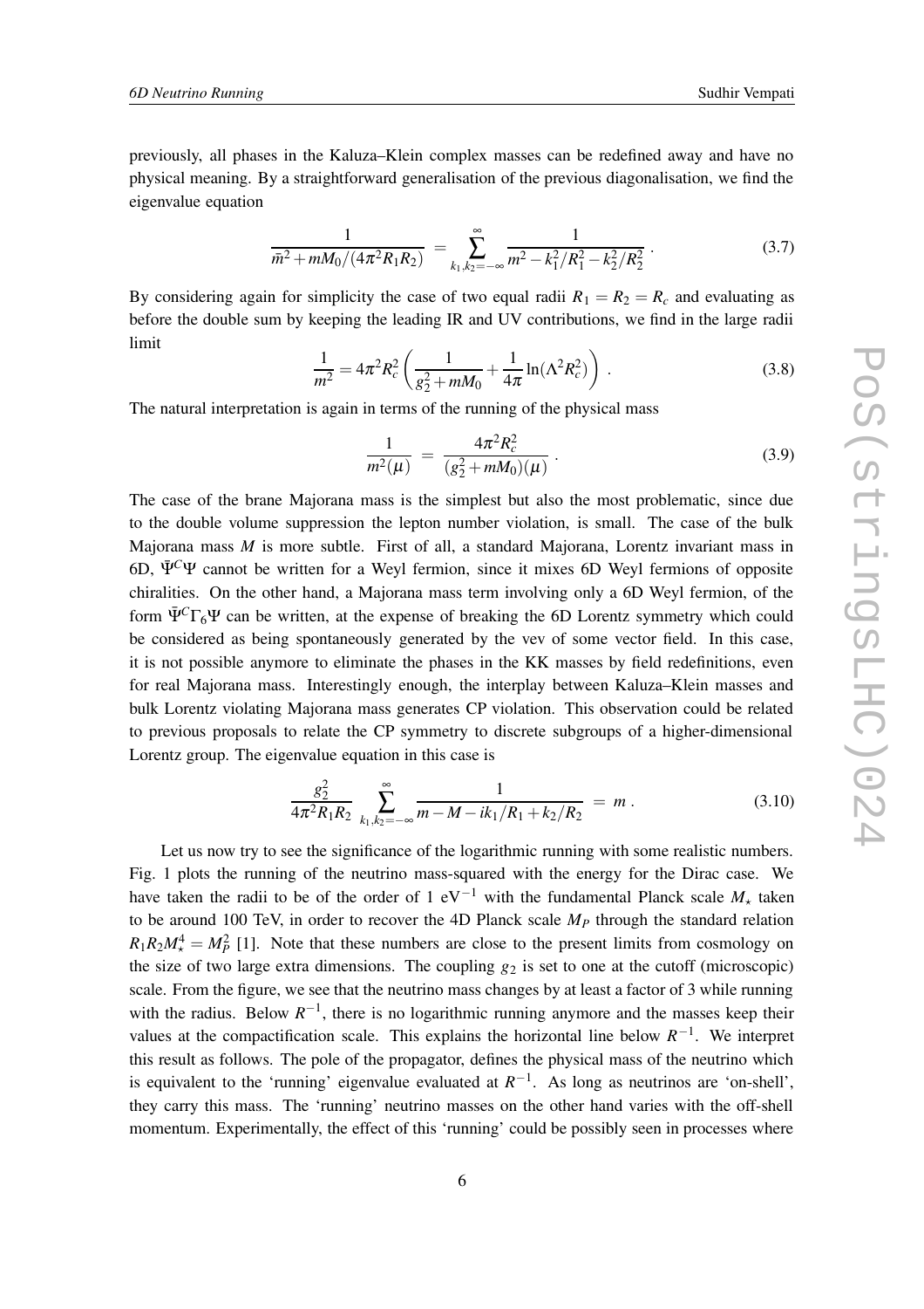previously, all phases in the Kaluza–Klein complex masses can be redefined away and have no physical meaning. By a straightforward generalisation of the previous diagonalisation, we find the eigenvalue equation

$$\frac{1}{\bar{m}^2 + mM_0/(4\pi^2 R_1 R_2)} \;=\; \sum_{k_1,k_2=-\infty}^{\infty} \frac{1}{m^2 - k_1^2/R_1^2 - k_2^2/R_2^2} \,. \tag{3.7}$$

By considering again for simplicity the case of two equal radii $R_1 = R_2 = R_c$ and evaluating as before the double sum by keeping the leading IR and UV contributions, we find in the large radii limit

$$\frac{1}{m^2} = 4\pi^2 R_c^2 \left( \frac{1}{g_2^2 + mM_0} + \frac{1}{4\pi} \ln(\Lambda^2 R_c^2) \right) \,. \tag{3.8}$$

The natural interpretation is again in terms of the running of the physical mass

$$\frac{1}{m^2(\mu)} \;=\; \frac{4\pi^2 R_c^2}{(g_2^2 + mM_0)(\mu)} \,. \tag{3.9}$$

The case of the brane Majorana mass is the simplest but also the most problematic, since due to the double volume suppression the lepton number violation, is small. The case of the bulk Majorana mass $M$ is more subtle. First of all, a standard Majorana, Lorentz invariant mass in 6D, $\bar{\Psi}^C \Psi$ cannot be written for a Weyl fermion, since it mixes 6D Weyl fermions of opposite chiralities. On the other hand, a Majorana mass term involving only a 6D Weyl fermion, of the form $\bar{\Psi}^C \Gamma_6 \Psi$ can be written, at the expense of breaking the 6D Lorentz symmetry which could be considered as being spontaneously generated by the vev of some vector field. In this case, it is not possible anymore to eliminate the phases in the KK masses by field redefinitions, even for real Majorana mass. Interestingly enough, the interplay between Kaluza–Klein masses and bulk Lorentz violating Majorana mass generates CP violation. This observation could be related to previous proposals to relate the CP symmetry to discrete subgroups of a higher-dimensional Lorentz group. The eigenvalue equation in this case is

$$\frac{g_2^2}{4\pi^2 R_1 R_2} \sum_{k_1,k_2=-\infty}^{\infty} \frac{1}{m - M - ik_1/R_1 + k_2/R_2} \;=\; m \,. \tag{3.10}$$

Let us now try to see the significance of the logarithmic running with some realistic numbers. Fig. 1 plots the running of the neutrino mass-squared with the energy for the Dirac case. We have taken the radii to be of the order of 1 eV$^{-1}$ with the fundamental Planck scale $M_\star$ taken to be around 100 TeV, in order to recover the 4D Planck scale $M_P$ through the standard relation $R_1 R_2 M_\star^4 = M_P^2$ [1]. Note that these numbers are close to the present limits from cosmology on the size of two large extra dimensions. The coupling $g_2$ is set to one at the cutoff (microscopic) scale. From the figure, we see that the neutrino mass changes by at least a factor of 3 while running with the radius. Below $R^{-1}$, there is no logarithmic running anymore and the masses keep their values at the compactification scale. This explains the horizontal line below $R^{-1}$. We interpret this result as follows. The pole of the propagator, defines the physical mass of the neutrino which is equivalent to the 'running' eigenvalue evaluated at $R^{-1}$. As long as neutrinos are 'on-shell', they carry this mass. The 'running' neutrino masses on the other hand varies with the off-shell momentum. Experimentally, the effect of this 'running' could be possibly seen in processes where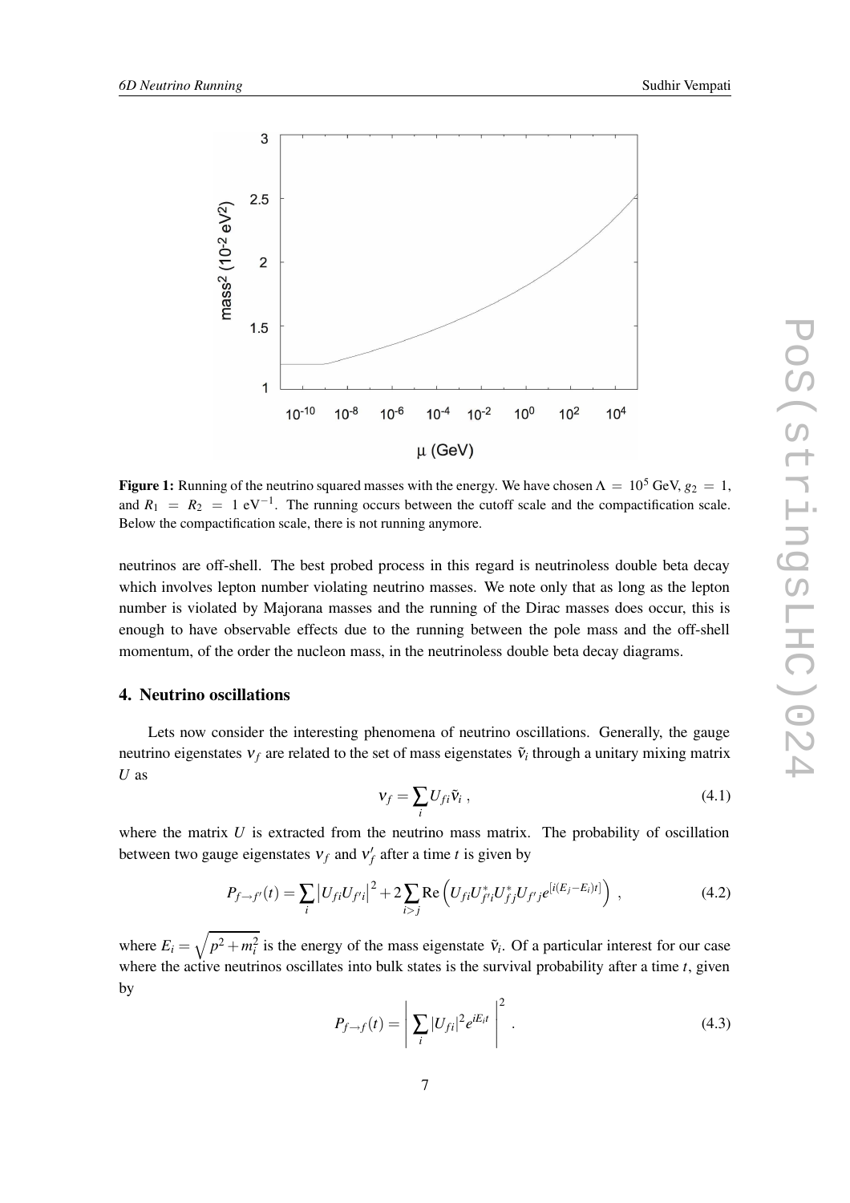**Figure 1:** Running of the neutrino squared masses with the energy. We have chosen $\Lambda = 10^5$ GeV, $g_2 = 1$, and $R_1 = R_2 = 1$ eV$^{-1}$. The running occurs between the cutoff scale and the compactification scale. Below the compactification scale, there is not running anymore.

neutrinos are off-shell. The best probed process in this regard is neutrinoless double beta decay which involves lepton number violating neutrino masses. We note only that as long as the lepton number is violated by Majorana masses and the running of the Dirac masses does occur, this is enough to have observable effects due to the running between the pole mass and the off-shell momentum, of the order the nucleon mass, in the neutrinoless double beta decay diagrams.

## 4. Neutrino oscillations

Lets now consider the interesting phenomena of neutrino oscillations. Generally, the gauge neutrino eigenstates $\nu_f$ are related to the set of mass eigenstates $\tilde{\nu}_i$ through a unitary mixing matrix $U$ as

$$\nu_f = \sum_i U_{fi} \tilde{\nu}_i \,, \tag{4.1}$$

where the matrix $U$ is extracted from the neutrino mass matrix. The probability of oscillation between two gauge eigenstates $\nu_f$ and $\nu'_f$ after a time $t$ is given by

$$P_{f \to f'}(t) = \sum_i \left| U_{fi} U_{f'i} \right|^2 + 2 \sum_{i>j} \mathrm{Re} \left( U_{fi} U^*_{f'i} U^*_{fj} U_{f'j} e^{[i(E_j - E_i)t]} \right) \,, \tag{4.2}$$

where $E_i = \sqrt{p^2 + m_i^2}$ is the energy of the mass eigenstate $\tilde{\nu}_i$. Of a particular interest for our case where the active neutrinos oscillates into bulk states is the survival probability after a time $t$, given by

$$P_{f \to f}(t) = \left| \sum_i |U_{fi}|^2 e^{iE_i t} \right|^2 \,. \tag{4.3}$$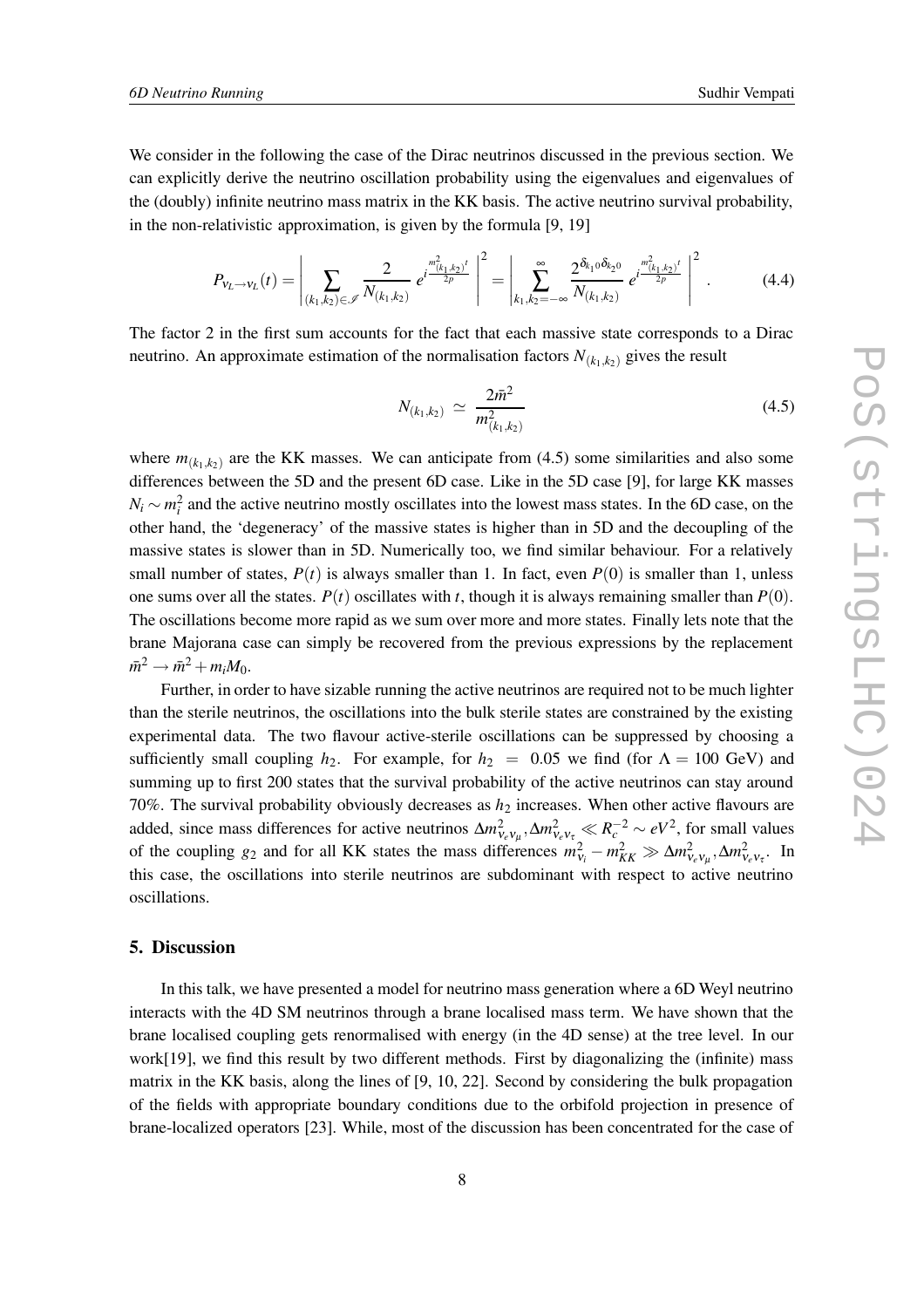We consider in the following the case of the Dirac neutrinos discussed in the previous section. We can explicitly derive the neutrino oscillation probability using the eigenvalues and eigenvalues of the (doubly) infinite neutrino mass matrix in the KK basis. The active neutrino survival probability, in the non-relativistic approximation, is given by the formula [9, 19]

$$P_{\nu_L \to \nu_L}(t) = \left| \sum_{(k_1,k_2)\in \mathscr{I}} \frac{2}{N_{(k_1,k_2)}} \, e^{i\frac{m^2_{(k_1,k_2)}t}{2p}} \right|^2 = \left| \sum_{k_1,k_2=-\infty}^{\infty} \frac{2^{\delta_{k_1 0}\delta_{k_2 0}}}{N_{(k_1,k_2)}} \, e^{i\frac{m^2_{(k_1,k_2)}t}{2p}} \right|^2 . \tag{4.4}$$

The factor 2 in the first sum accounts for the fact that each massive state corresponds to a Dirac neutrino. An approximate estimation of the normalisation factors $N_{(k_1,k_2)}$ gives the result

$$N_{(k_1,k_2)} \simeq \frac{2\bar{m}^2}{m^2_{(k_1,k_2)}} \tag{4.5}$$

where $m_{(k_1,k_2)}$ are the KK masses. We can anticipate from (4.5) some similarities and also some differences between the 5D and the present 6D case. Like in the 5D case [9], for large KK masses $N_i \sim m_i^2$ and the active neutrino mostly oscillates into the lowest mass states. In the 6D case, on the other hand, the 'degeneracy' of the massive states is higher than in 5D and the decoupling of the massive states is slower than in 5D. Numerically too, we find similar behaviour. For a relatively small number of states, $P(t)$ is always smaller than 1. In fact, even $P(0)$ is smaller than 1, unless one sums over all the states. $P(t)$ oscillates with $t$, though it is always remaining smaller than $P(0)$. The oscillations become more rapid as we sum over more and more states. Finally lets note that the brane Majorana case can simply be recovered from the previous expressions by the replacement $\bar{m}^2 \to \bar{m}^2 + m_i M_0$.

Further, in order to have sizable running the active neutrinos are required not to be much lighter than the sterile neutrinos, the oscillations into the bulk sterile states are constrained by the existing experimental data. The two flavour active-sterile oscillations can be suppressed by choosing a sufficiently small coupling $h_2$. For example, for $h_2 = 0.05$ we find (for $\Lambda = 100$ GeV) and summing up to first 200 states that the survival probability of the active neutrinos can stay around 70%. The survival probability obviously decreases as $h_2$ increases. When other active flavours are added, since mass differences for active neutrinos $\Delta m^2_{\nu_e\nu_\mu}, \Delta m^2_{\nu_e\nu_\tau} \ll R_c^{-2} \sim eV^2$, for small values of the coupling $g_2$ and for all KK states the mass differences $m^2_{\nu_i} - m^2_{KK} \gg \Delta m^2_{\nu_e\nu_\mu}, \Delta m^2_{\nu_e\nu_\tau}$. In this case, the oscillations into sterile neutrinos are subdominant with respect to active neutrino oscillations.

## 5. Discussion

In this talk, we have presented a model for neutrino mass generation where a 6D Weyl neutrino interacts with the 4D SM neutrinos through a brane localised mass term. We have shown that the brane localised coupling gets renormalised with energy (in the 4D sense) at the tree level. In our work[19], we find this result by two different methods. First by diagonalizing the (infinite) mass matrix in the KK basis, along the lines of [9, 10, 22]. Second by considering the bulk propagation of the fields with appropriate boundary conditions due to the orbifold projection in presence of brane-localized operators [23]. While, most of the discussion has been concentrated for the case of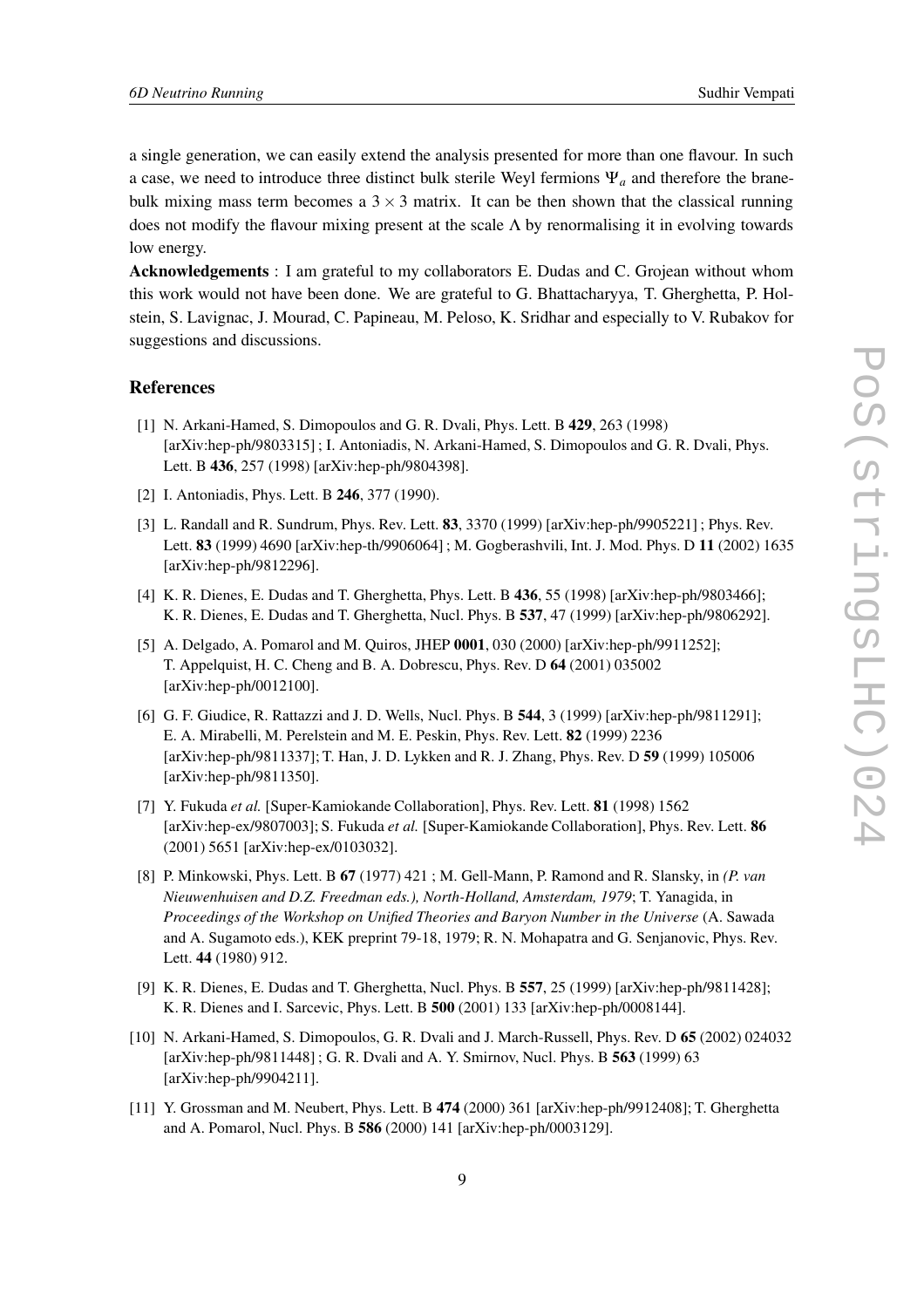a single generation, we can easily extend the analysis presented for more than one flavour. In such a case, we need to introduce three distinct bulk sterile Weyl fermions $\Psi_a$ and therefore the brane-bulk mixing mass term becomes a $3\times3$ matrix. It can be then shown that the classical running does not modify the flavour mixing present at the scale $\Lambda$ by renormalising it in evolving towards low energy.

**Acknowledgements** : I am grateful to my collaborators E. Dudas and C. Grojean without whom this work would not have been done. We are grateful to G. Bhattacharyya, T. Gherghetta, P. Holstein, S. Lavignac, J. Mourad, C. Papineau, M. Peloso, K. Sridhar and especially to V. Rubakov for suggestions and discussions.

## References

[1] N. Arkani-Hamed, S. Dimopoulos and G. R. Dvali, Phys. Lett. B **429**, 263 (1998) [arXiv:hep-ph/9803315] ; I. Antoniadis, N. Arkani-Hamed, S. Dimopoulos and G. R. Dvali, Phys. Lett. B **436**, 257 (1998) [arXiv:hep-ph/9804398].

[2] I. Antoniadis, Phys. Lett. B **246**, 377 (1990).

[3] L. Randall and R. Sundrum, Phys. Rev. Lett. **83**, 3370 (1999) [arXiv:hep-ph/9905221] ; Phys. Rev. Lett. **83** (1999) 4690 [arXiv:hep-th/9906064] ; M. Gogberashvili, Int. J. Mod. Phys. D **11** (2002) 1635 [arXiv:hep-ph/9812296].

[4] K. R. Dienes, E. Dudas and T. Gherghetta, Phys. Lett. B **436**, 55 (1998) [arXiv:hep-ph/9803466]; K. R. Dienes, E. Dudas and T. Gherghetta, Nucl. Phys. B **537**, 47 (1999) [arXiv:hep-ph/9806292].

[5] A. Delgado, A. Pomarol and M. Quiros, JHEP **0001**, 030 (2000) [arXiv:hep-ph/9911252]; T. Appelquist, H. C. Cheng and B. A. Dobrescu, Phys. Rev. D **64** (2001) 035002 [arXiv:hep-ph/0012100].

[6] G. F. Giudice, R. Rattazzi and J. D. Wells, Nucl. Phys. B **544**, 3 (1999) [arXiv:hep-ph/9811291]; E. A. Mirabelli, M. Perelstein and M. E. Peskin, Phys. Rev. Lett. **82** (1999) 2236 [arXiv:hep-ph/9811337]; T. Han, J. D. Lykken and R. J. Zhang, Phys. Rev. D **59** (1999) 105006 [arXiv:hep-ph/9811350].

[7] Y. Fukuda *et al.* [Super-Kamiokande Collaboration], Phys. Rev. Lett. **81** (1998) 1562 [arXiv:hep-ex/9807003]; S. Fukuda *et al.* [Super-Kamiokande Collaboration], Phys. Rev. Lett. **86** (2001) 5651 [arXiv:hep-ex/0103032].

[8] P. Minkowski, Phys. Lett. B **67** (1977) 421 ; M. Gell-Mann, P. Ramond and R. Slansky, in *(P. van Nieuwenhuisen and D.Z. Freedman eds.), North-Holland, Amsterdam, 1979*; T. Yanagida, in *Proceedings of the Workshop on Unified Theories and Baryon Number in the Universe* (A. Sawada and A. Sugamoto eds.), KEK preprint 79-18, 1979; R. N. Mohapatra and G. Senjanovic, Phys. Rev. Lett. **44** (1980) 912.

[9] K. R. Dienes, E. Dudas and T. Gherghetta, Nucl. Phys. B **557**, 25 (1999) [arXiv:hep-ph/9811428]; K. R. Dienes and I. Sarcevic, Phys. Lett. B **500** (2001) 133 [arXiv:hep-ph/0008144].

[10] N. Arkani-Hamed, S. Dimopoulos, G. R. Dvali and J. March-Russell, Phys. Rev. D **65** (2002) 024032 [arXiv:hep-ph/9811448] ; G. R. Dvali and A. Y. Smirnov, Nucl. Phys. B **563** (1999) 63 [arXiv:hep-ph/9904211].

[11] Y. Grossman and M. Neubert, Phys. Lett. B **474** (2000) 361 [arXiv:hep-ph/9912408]; T. Gherghetta and A. Pomarol, Nucl. Phys. B **586** (2000) 141 [arXiv:hep-ph/0003129].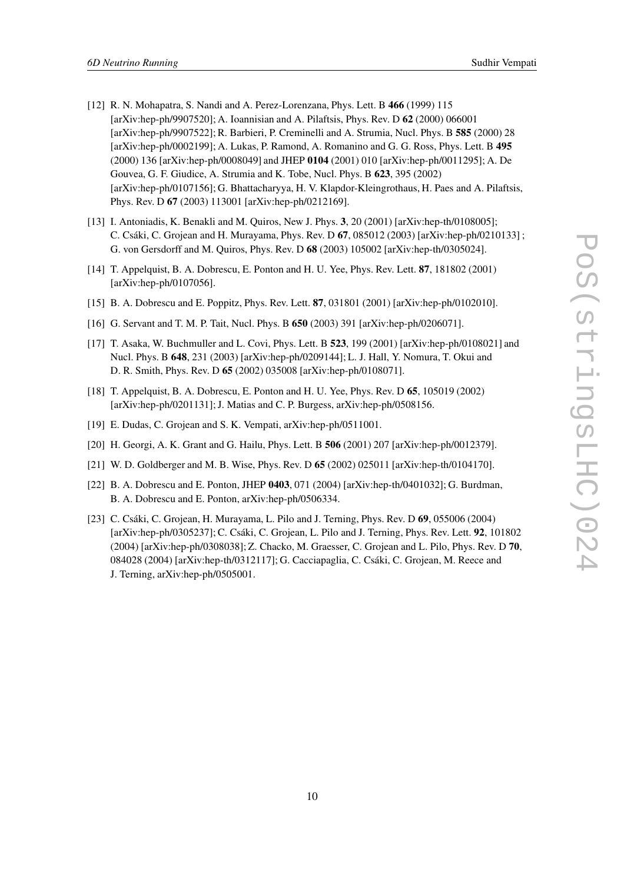[12] R. N. Mohapatra, S. Nandi and A. Perez-Lorenzana, Phys. Lett. B **466** (1999) 115 [arXiv:hep-ph/9907520]; A. Ioannisian and A. Pilaftsis, Phys. Rev. D **62** (2000) 066001 [arXiv:hep-ph/9907522]; R. Barbieri, P. Creminelli and A. Strumia, Nucl. Phys. B **585** (2000) 28 [arXiv:hep-ph/0002199]; A. Lukas, P. Ramond, A. Romanino and G. G. Ross, Phys. Lett. B **495** (2000) 136 [arXiv:hep-ph/0008049] and JHEP **0104** (2001) 010 [arXiv:hep-ph/0011295]; A. De Gouvea, G. F. Giudice, A. Strumia and K. Tobe, Nucl. Phys. B **623**, 395 (2002) [arXiv:hep-ph/0107156]; G. Bhattacharyya, H. V. Klapdor-Kleingrothaus, H. Paes and A. Pilaftsis, Phys. Rev. D **67** (2003) 113001 [arXiv:hep-ph/0212169].

[13] I. Antoniadis, K. Benakli and M. Quiros, New J. Phys. **3**, 20 (2001) [arXiv:hep-th/0108005]; C. Csáki, C. Grojean and H. Murayama, Phys. Rev. D **67**, 085012 (2003) [arXiv:hep-ph/0210133] ; G. von Gersdorff and M. Quiros, Phys. Rev. D **68** (2003) 105002 [arXiv:hep-th/0305024].

[14] T. Appelquist, B. A. Dobrescu, E. Ponton and H. U. Yee, Phys. Rev. Lett. **87**, 181802 (2001) [arXiv:hep-ph/0107056].

[15] B. A. Dobrescu and E. Poppitz, Phys. Rev. Lett. **87**, 031801 (2001) [arXiv:hep-ph/0102010].

[16] G. Servant and T. M. P. Tait, Nucl. Phys. B **650** (2003) 391 [arXiv:hep-ph/0206071].

[17] T. Asaka, W. Buchmuller and L. Covi, Phys. Lett. B **523**, 199 (2001) [arXiv:hep-ph/0108021] and Nucl. Phys. B **648**, 231 (2003) [arXiv:hep-ph/0209144]; L. J. Hall, Y. Nomura, T. Okui and D. R. Smith, Phys. Rev. D **65** (2002) 035008 [arXiv:hep-ph/0108071].

[18] T. Appelquist, B. A. Dobrescu, E. Ponton and H. U. Yee, Phys. Rev. D **65**, 105019 (2002) [arXiv:hep-ph/0201131]; J. Matias and C. P. Burgess, arXiv:hep-ph/0508156.

[19] E. Dudas, C. Grojean and S. K. Vempati, arXiv:hep-ph/0511001.

[20] H. Georgi, A. K. Grant and G. Hailu, Phys. Lett. B **506** (2001) 207 [arXiv:hep-ph/0012379].

[21] W. D. Goldberger and M. B. Wise, Phys. Rev. D **65** (2002) 025011 [arXiv:hep-th/0104170].

[22] B. A. Dobrescu and E. Ponton, JHEP **0403**, 071 (2004) [arXiv:hep-th/0401032]; G. Burdman, B. A. Dobrescu and E. Ponton, arXiv:hep-ph/0506334.

[23] C. Csáki, C. Grojean, H. Murayama, L. Pilo and J. Terning, Phys. Rev. D **69**, 055006 (2004) [arXiv:hep-ph/0305237]; C. Csáki, C. Grojean, L. Pilo and J. Terning, Phys. Rev. Lett. **92**, 101802 (2004) [arXiv:hep-ph/0308038]; Z. Chacko, M. Graesser, C. Grojean and L. Pilo, Phys. Rev. D **70**, 084028 (2004) [arXiv:hep-th/0312117]; G. Cacciapaglia, C. Csáki, C. Grojean, M. Reece and J. Terning, arXiv:hep-ph/0505001.